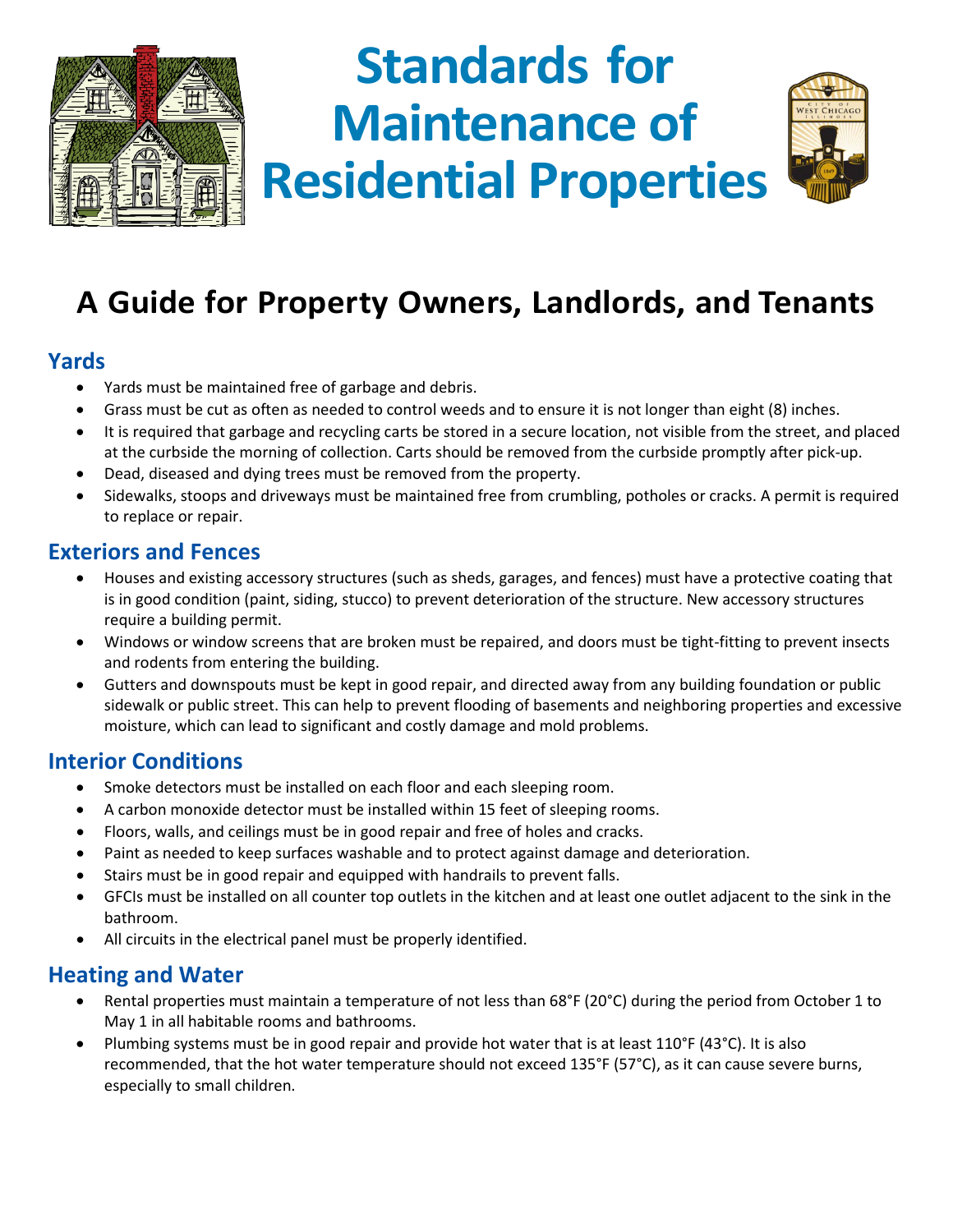# Standards for Maintenance of Residential Properties

## A Guide for Property Owners, Landlords, and Tenants

### Yards

- Yards must be maintained free of garbage and debris.
- Grass must be cut as often as needed to control weeds and to ensure it is not longer than eight (8) inches.
- It is required that garbage and recycling carts be stored in a secure location, not visible from the street, and placed at the curbside the morning of collection. Carts should be removed from the curbside promptly after pick-up.
- Dead, diseased and dying trees must be removed from the property.
- Sidewalks, stoops and driveways must be maintained free from crumbling, potholes or cracks. A permit is required to replace or repair.

### Exteriors and Fences

- Houses and existing accessory structures (such as sheds, garages, and fences) must have a protective coating that is in good condition (paint, siding, stucco) to prevent deterioration of the structure. New accessory structures require a building permit.
- Windows or window screens that are broken must be repaired, and doors must be tight-fitting to prevent insects and rodents from entering the building.
- Gutters and downspouts must be kept in good repair, and directed away from any building foundation or public sidewalk or public street. This can help to prevent flooding of basements and neighboring properties and excessive moisture, which can lead to significant and costly damage and mold problems.

### Interior Conditions

- Smoke detectors must be installed on each floor and each sleeping room.
- A carbon monoxide detector must be installed within 15 feet of sleeping rooms.
- Floors, walls, and ceilings must be in good repair and free of holes and cracks.
- Paint as needed to keep surfaces washable and to protect against damage and deterioration.
- Stairs must be in good repair and equipped with handrails to prevent falls.
- GFCIs must be installed on all counter top outlets in the kitchen and at least one outlet adjacent to the sink in the bathroom.
- All circuits in the electrical panel must be properly identified.

### Heating and Water

- Rental properties must maintain a temperature of not less than 68°F (20°C) during the period from October 1 to May 1 in all habitable rooms and bathrooms.
- Plumbing systems must be in good repair and provide hot water that is at least 110°F (43°C). It is also recommended, that the hot water temperature should not exceed 135°F (57°C), as it can cause severe burns, especially to small children.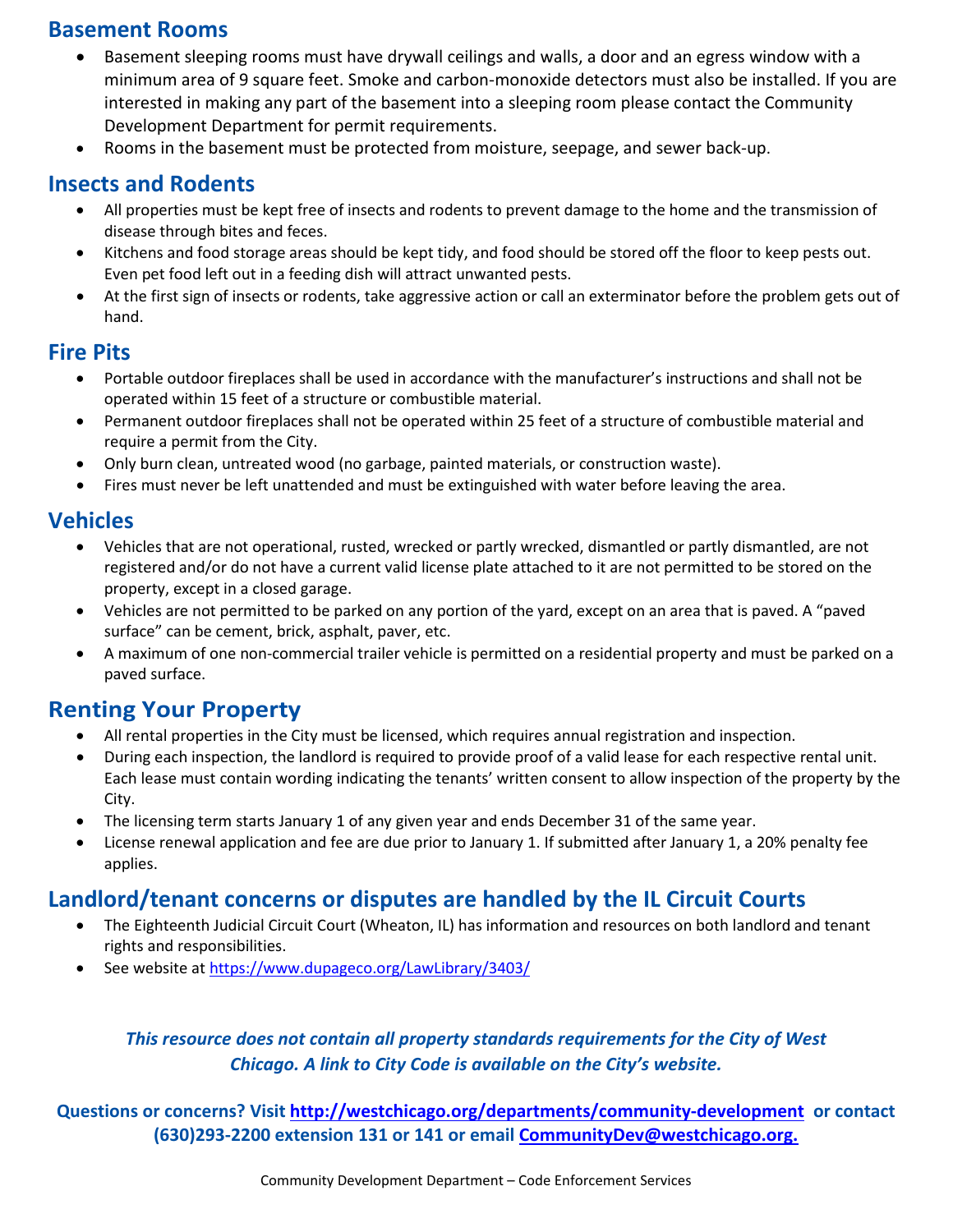## Basement Rooms

- Basement sleeping rooms must have drywall ceilings and walls, a door and an egress window with a minimum area of 9 square feet. Smoke and carbon-monoxide detectors must also be installed. If you are interested in making any part of the basement into a sleeping room please contact the Community Development Department for permit requirements.
- Rooms in the basement must be protected from moisture, seepage, and sewer back-up.

## Insects and Rodents

- All properties must be kept free of insects and rodents to prevent damage to the home and the transmission of disease through bites and feces.
- Kitchens and food storage areas should be kept tidy, and food should be stored off the floor to keep pests out. Even pet food left out in a feeding dish will attract unwanted pests.
- At the first sign of insects or rodents, take aggressive action or call an exterminator before the problem gets out of hand.

## Fire Pits

- Portable outdoor fireplaces shall be used in accordance with the manufacturer's instructions and shall not be operated within 15 feet of a structure or combustible material.
- Permanent outdoor fireplaces shall not be operated within 25 feet of a structure of combustible material and require a permit from the City.
- Only burn clean, untreated wood (no garbage, painted materials, or construction waste).
- Fires must never be left unattended and must be extinguished with water before leaving the area.

## Vehicles

- Vehicles that are not operational, rusted, wrecked or partly wrecked, dismantled or partly dismantled, are not registered and/or do not have a current valid license plate attached to it are not permitted to be stored on the property, except in a closed garage.
- Vehicles are not permitted to be parked on any portion of the yard, except on an area that is paved. A "paved surface" can be cement, brick, asphalt, paver, etc.
- A maximum of one non-commercial trailer vehicle is permitted on a residential property and must be parked on a paved surface.

## Renting Your Property

- All rental properties in the City must be licensed, which requires annual registration and inspection.
- During each inspection, the landlord is required to provide proof of a valid lease for each respective rental unit. Each lease must contain wording indicating the tenants' written consent to allow inspection of the property by the City.
- The licensing term starts January 1 of any given year and ends December 31 of the same year.
- License renewal application and fee are due prior to January 1. If submitted after January 1, a 20% penalty fee applies.

## Landlord/tenant concerns or disputes are handled by the IL Circuit Courts

- The Eighteenth Judicial Circuit Court (Wheaton, IL) has information and resources on both landlord and tenant rights and responsibilities.
- See website at https://www.dupageco.org/LawLibrary/3403/

***This resource does not contain all property standards requirements for the City of West Chicago. A link to City Code is available on the City's website.***

**Questions or concerns? Visit http://westchicago.org/departments/community-development or contact (630)293-2200 extension 131 or 141 or email CommunityDev@westchicago.org.**

Community Development Department – Code Enforcement Services